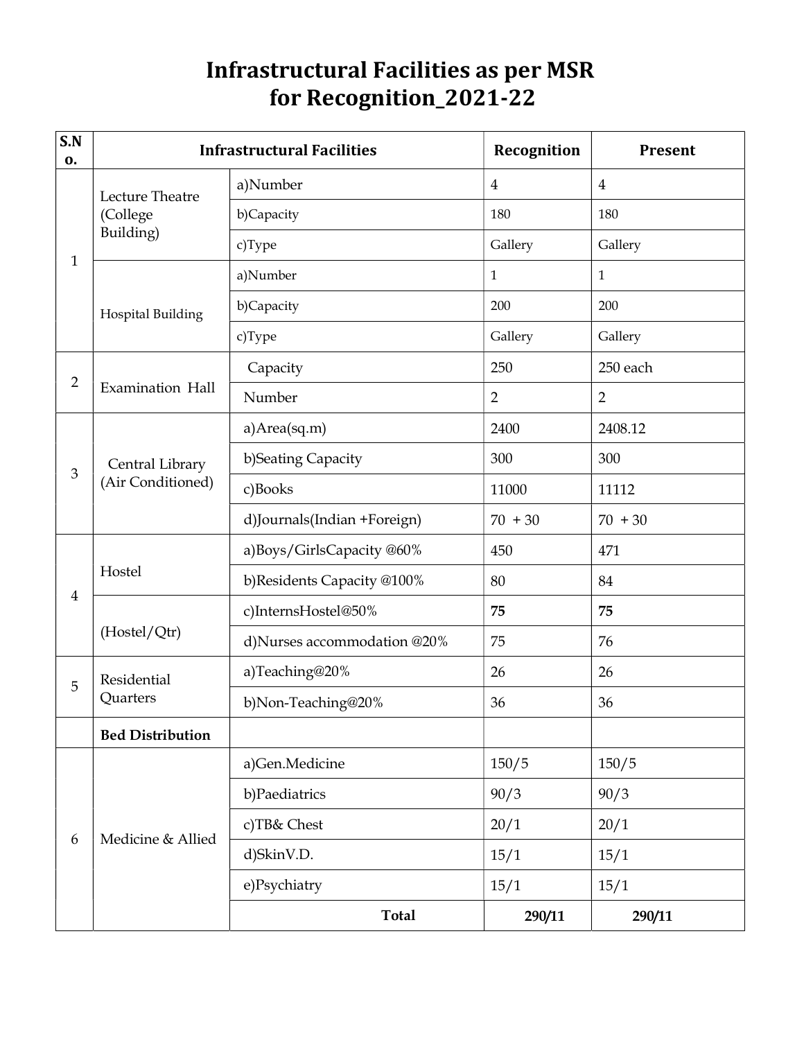# Infrastructural Facilities as per MSR for Recognition_2021-22

| S.No. | Infrastructural Facilities | | Recognition | Present |
|---|---|---|---|---|
| 1 | Lecture Theatre (College Building) | a)Number | 4 | 4 |
| | | b)Capacity | 180 | 180 |
| | | c)Type | Gallery | Gallery |
| | Hospital Building | a)Number | 1 | 1 |
| | | b)Capacity | 200 | 200 |
| | | c)Type | Gallery | Gallery |
| 2 | Examination Hall | Capacity | 250 | 250 each |
| | | Number | 2 | 2 |
| 3 | Central Library (Air Conditioned) | a)Area(sq.m) | 2400 | 2408.12 |
| | | b)Seating Capacity | 300 | 300 |
| | | c)Books | 11000 | 11112 |
| | | d)Journals(Indian +Foreign) | 70 + 30 | 70 + 30 |
| 4 | Hostel | a)Boys/GirlsCapacity @60% | 450 | 471 |
| | | b)Residents Capacity @100% | 80 | 84 |
| | (Hostel/Qtr) | c)InternsHostel@50% | **75** | **75** |
| | | d)Nurses accommodation @20% | 75 | 76 |
| 5 | Residential Quarters | a)Teaching@20% | 26 | 26 |
| | | b)Non-Teaching@20% | 36 | 36 |
| | **Bed Distribution** | | | |
| 6 | Medicine & Allied | a)Gen.Medicine | 150/5 | 150/5 |
| | | b)Paediatrics | 90/3 | 90/3 |
| | | c)TB& Chest | 20/1 | 20/1 |
| | | d)SkinV.D. | 15/1 | 15/1 |
| | | e)Psychiatry | 15/1 | 15/1 |
| | | **Total** | **290/11** | **290/11** |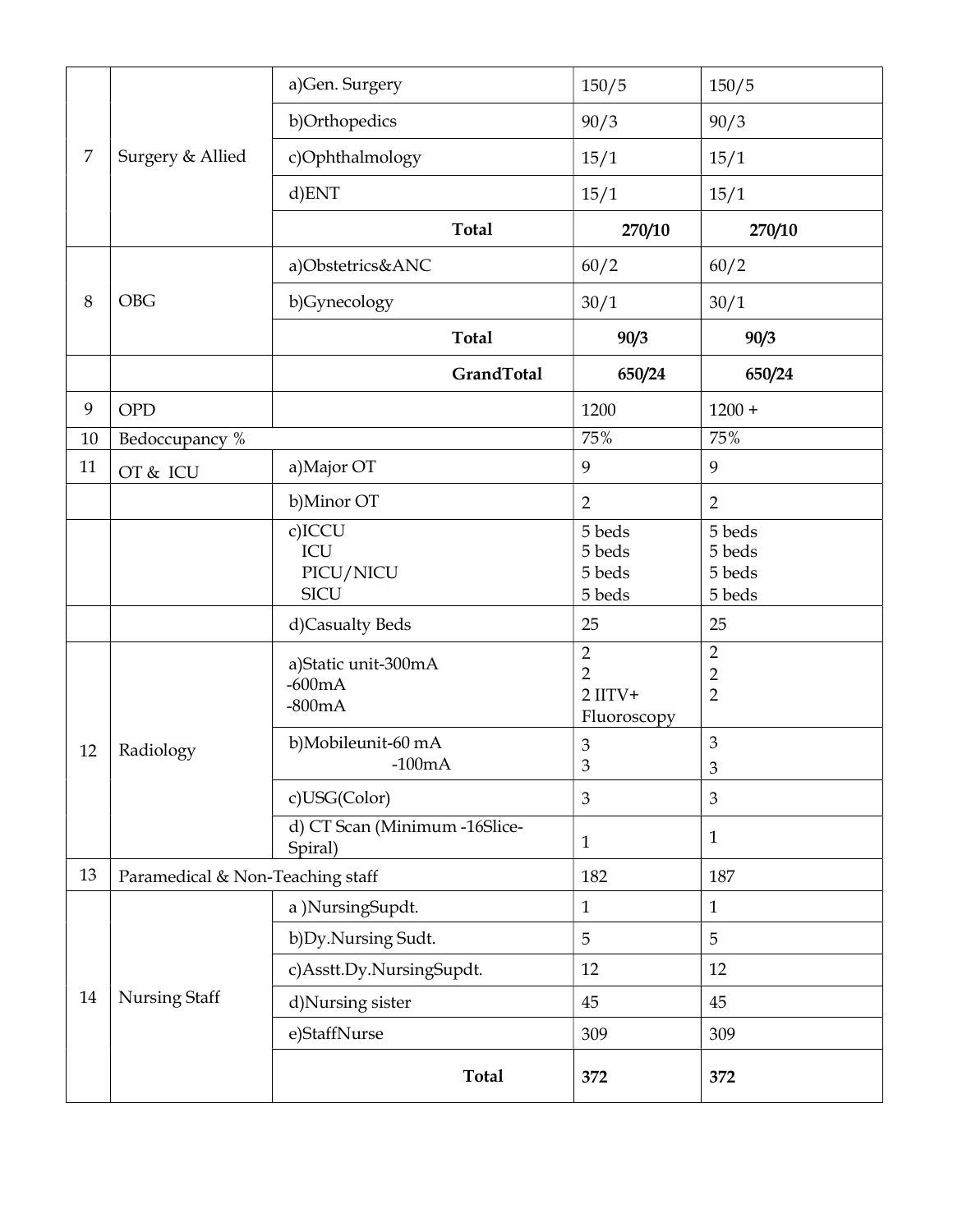| | | | | |
|---|---|---|---|---|
| 7 | Surgery & Allied | a)Gen. Surgery | 150/5 | 150/5 |
| | | b)Orthopedics | 90/3 | 90/3 |
| | | c)Ophthalmology | 15/1 | 15/1 |
| | | d)ENT | 15/1 | 15/1 |
| | | **Total** | **270/10** | **270/10** |
| 8 | OBG | a)Obstetrics&ANC | 60/2 | 60/2 |
| | | b)Gynecology | 30/1 | 30/1 |
| | | **Total** | **90/3** | **90/3** |
| | | **GrandTotal** | **650/24** | **650/24** |
| 9 | OPD | | 1200 | 1200 + |
| 10 | Bedoccupancy % | | 75% | 75% |
| 11 | OT & ICU | a)Major OT | 9 | 9 |
| | | b)Minor OT | 2 | 2 |
| | | c)ICCU<br>ICU<br>PICU/NICU<br>SICU | 5 beds<br>5 beds<br>5 beds<br>5 beds | 5 beds<br>5 beds<br>5 beds<br>5 beds |
| | | d)Casualty Beds | 25 | 25 |
| 12 | Radiology | a)Static unit-300mA<br>-600mA<br>-800mA | 2<br>2<br>2 IITV+ Fluoroscopy | 2<br>2<br>2 |
| | | b)Mobileunit-60 mA<br>-100mA | 3<br>3 | 3<br>3 |
| | | c)USG(Color) | 3 | 3 |
| | | d) CT Scan (Minimum -16Slice-Spiral) | 1 | 1 |
| 13 | Paramedical & Non-Teaching staff | | 182 | 187 |
| 14 | Nursing Staff | a )NursingSupdt. | 1 | 1 |
| | | b)Dy.Nursing Sudt. | 5 | 5 |
| | | c)Asstt.Dy.NursingSupdt. | 12 | 12 |
| | | d)Nursing sister | 45 | 45 |
| | | e)StaffNurse | 309 | 309 |
| | | **Total** | **372** | **372** |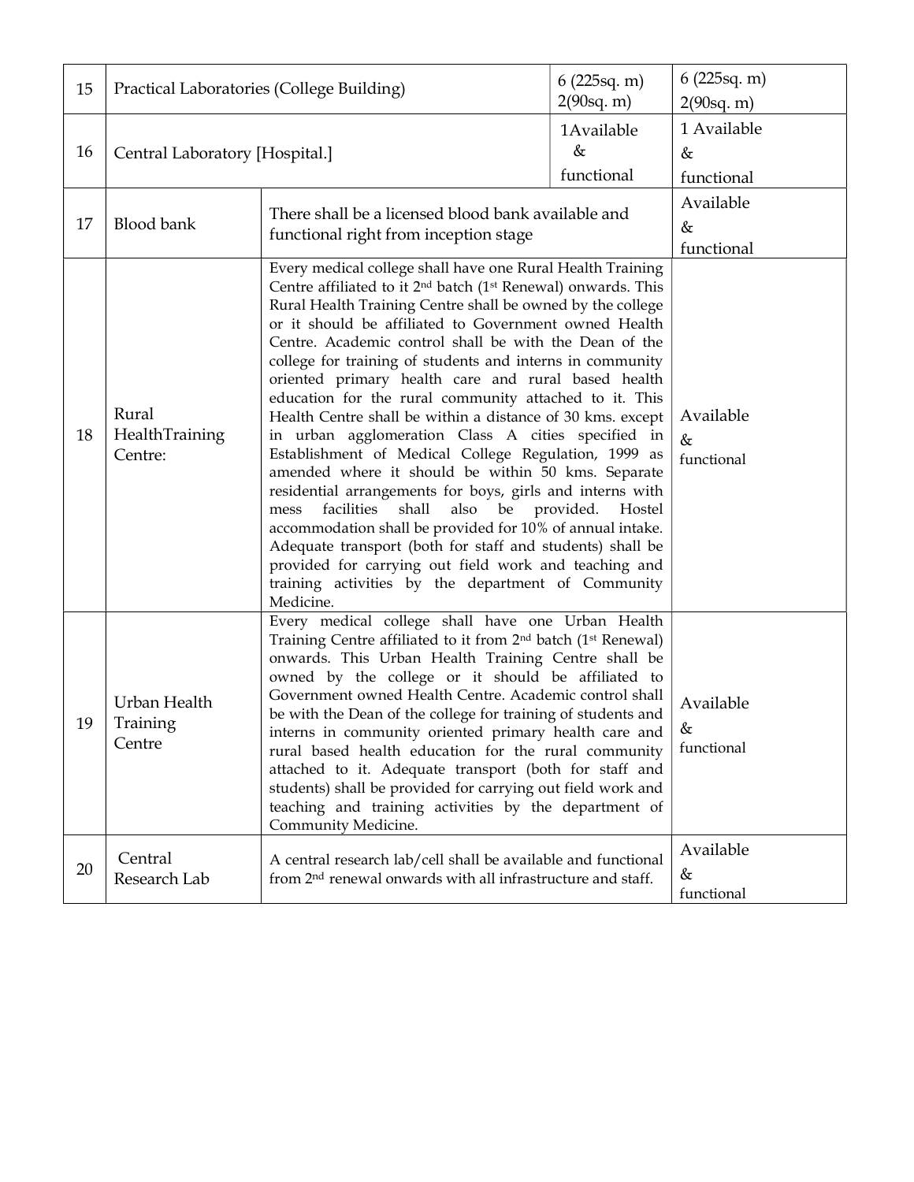| | | | | |
|---|---|---|---|---|
| 15 | Practical Laboratories (College Building) | | 6 (225sq. m) 2(90sq. m) | 6 (225sq. m) 2(90sq. m) |
| 16 | Central Laboratory [Hospital.] | | 1Available & functional | 1 Available & functional |
| 17 | Blood bank | There shall be a licensed blood bank available and functional right from inception stage | | Available & functional |
| 18 | Rural HealthTraining Centre: | Every medical college shall have one Rural Health Training Centre affiliated to it 2nd batch (1st Renewal) onwards. This Rural Health Training Centre shall be owned by the college or it should be affiliated to Government owned Health Centre. Academic control shall be with the Dean of the college for training of students and interns in community oriented primary health care and rural based health education for the rural community attached to it. This Health Centre shall be within a distance of 30 kms. except in urban agglomeration Class A cities specified in Establishment of Medical College Regulation, 1999 as amended where it should be within 50 kms. Separate residential arrangements for boys, girls and interns with mess facilities shall also be provided. Hostel accommodation shall be provided for 10% of annual intake. Adequate transport (both for staff and students) shall be provided for carrying out field work and teaching and training activities by the department of Community Medicine. | | Available & functional |
| 19 | Urban Health Training Centre | Every medical college shall have one Urban Health Training Centre affiliated to it from 2nd batch (1st Renewal) onwards. This Urban Health Training Centre shall be owned by the college or it should be affiliated to Government owned Health Centre. Academic control shall be with the Dean of the college for training of students and interns in community oriented primary health care and rural based health education for the rural community attached to it. Adequate transport (both for staff and students) shall be provided for carrying out field work and teaching and training activities by the department of Community Medicine. | | Available & functional |
| 20 | Central Research Lab | A central research lab/cell shall be available and functional from 2nd renewal onwards with all infrastructure and staff. | | Available & functional |